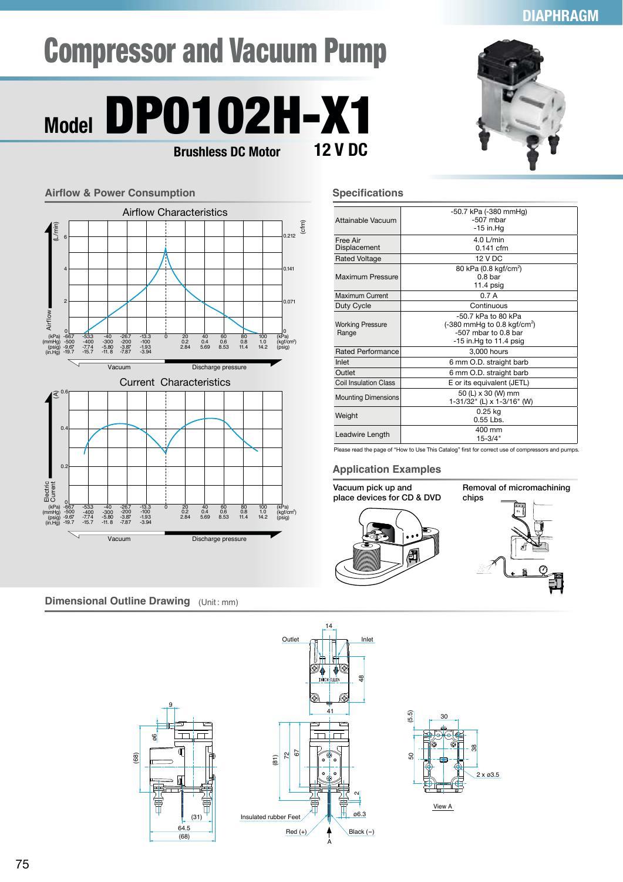DIAPHRAGM

# Compressor and Vacuum Pump

## Model DP0102H-X1

**Brushless DC Motor** **12 V DC**

## Airflow & Power Consumption

### Airflow Characteristics

Airflow (L/min) / (cfm): 0, 2 (0.071), 4 (0.141), 6 (0.212)

| (kPa) | -66.7 | -53.3 | -40 | -26.7 | -13.3 | 0 | 20 | 40 | 60 | 80 | 100 |
|---|---|---|---|---|---|---|---|---|---|---|---|
| (mmHg) | -500 | -400 | -300 | -200 | -100 | | | | | | |
| (kgf/cm²) | | | | | | | 0.2 | 0.4 | 0.6 | 0.8 | 1.0 |
| (psig) | -9.67 | -7.74 | -5.80 | -3.87 | -1.93 | | 2.84 | 5.69 | 8.53 | 11.4 | 14.2 |
| (in.Hg) | -19.7 | -15.7 | -11.8 | -7.87 | -3.94 | | | | | | |

Vacuum / Discharge pressure

### Current Characteristics

Electric Current (A): 0, 0.2, 0.4, 0.6

| (kPa) | -66.7 | -53.3 | -40 | -26.7 | -13.3 | 0 | 20 | 40 | 60 | 80 | 100 |
|---|---|---|---|---|---|---|---|---|---|---|---|
| (mmHg) | -500 | -400 | -300 | -200 | -100 | | | | | | |
| (kgf/cm²) | | | | | | | 0.2 | 0.4 | 0.6 | 0.8 | 1.0 |
| (psig) | -9.67 | -7.74 | -5.80 | -3.87 | -1.93 | | 2.84 | 5.69 | 8.53 | 11.4 | 14.2 |
| (in.Hg) | -19.7 | -15.7 | -11.8 | -7.87 | -3.94 | | | | | | |

Vacuum / Discharge pressure

## Specifications

| | |
|---|---|
| Attainable Vacuum | -50.7 kPa (-380 mmHg)<br>-507 mbar<br>-15 in.Hg |
| Free Air Displacement | 4.0 L/min<br>0.141 cfm |
| Rated Voltage | 12 V DC |
| Maximum Pressure | 80 kPa (0.8 kgf/cm²)<br>0.8 bar<br>11.4 psig |
| Maximum Current | 0.7 A |
| Duty Cycle | Continuous |
| Working Pressure Range | -50.7 kPa to 80 kPa<br>(-380 mmHg to 0.8 kgf/cm²)<br>-507 mbar to 0.8 bar<br>-15 in.Hg to 11.4 psig |
| Rated Performance | 3,000 hours |
| Inlet | 6 mm O.D. straight barb |
| Outlet | 6 mm O.D. straight barb |
| Coil Insulation Class | E or its equivalent (JETL) |
| Mounting Dimensions | 50 (L) x 30 (W) mm<br>1-31/32" (L) x 1-3/16" (W) |
| Weight | 0.25 kg<br>0.55 Lbs. |
| Leadwire Length | 400 mm<br>15-3/4" |

Please read the page of "How to Use This Catalog" first for correct use of compressors and pumps.

## Application Examples

Vacuum pick up and place devices for CD & DVD

Removal of micromachining chips

## Dimensional Outline Drawing (Unit : mm)

Outlet, Inlet, 14, 48, 41, 9, ø6, (68), (31), 64.5, (68), (81), 72, 67, 2, ø6.3, Insulated rubber Feet, Red (+), Black (−), A, (5.5), 30, 50, 38, 2 x ø3.5, View A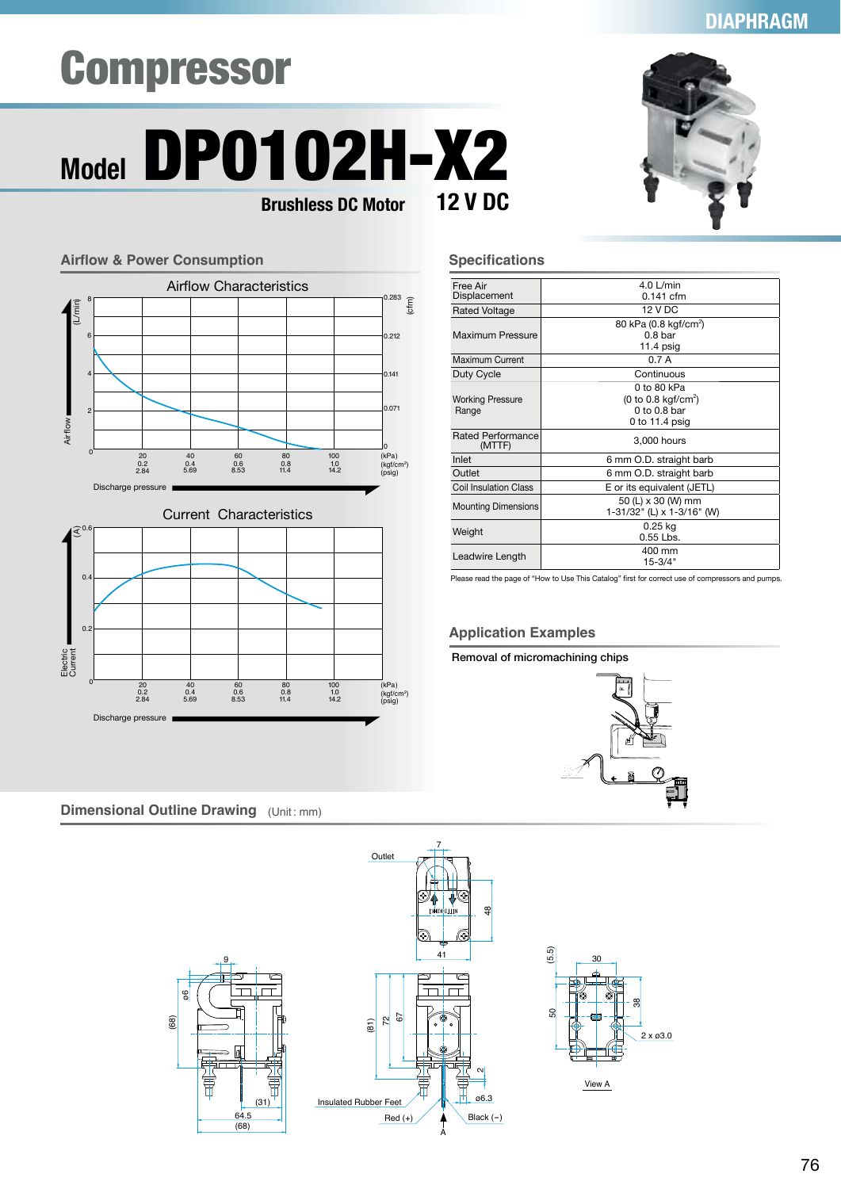DIAPHRAGM

# Compressor

## Model DP0102H-X2

**Brushless DC Motor** **12 V DC**

## Airflow & Power Consumption

Airflow Characteristics

Airflow (L/min)
(cfm)
8 0.283
6 0.212
4 0.141
2 0.071
0 0

20 40 60 80 100 (kPa)
0.2 0.4 0.6 0.8 1.0 (kgf/cm²)
2.84 5.69 8.53 11.4 14.2 (psig)

Discharge pressure

Current Characteristics

Electric Current (A)
0.6
0.4
0.2
0

20 40 60 80 100 (kPa)
0.2 0.4 0.6 0.8 1.0 (kgf/cm²)
2.84 5.69 8.53 11.4 14.2 (psig)

Discharge pressure

## Specifications

| | |
|---|---|
| Free Air Displacement | 4.0 L/min<br>0.141 cfm |
| Rated Voltage | 12 V DC |
| Maximum Pressure | 80 kPa (0.8 kgf/cm²)<br>0.8 bar<br>11.4 psig |
| Maximum Current | 0.7 A |
| Duty Cycle | Continuous |
| Working Pressure Range | 0 to 80 kPa<br>(0 to 0.8 kgf/cm²)<br>0 to 0.8 bar<br>0 to 11.4 psig |
| Rated Performance (MTTF) | 3,000 hours |
| Inlet | 6 mm O.D. straight barb |
| Outlet | 6 mm O.D. straight barb |
| Coil Insulation Class | E or its equivalent (JETL) |
| Mounting Dimensions | 50 (L) x 30 (W) mm<br>1-31/32" (L) x 1-3/16" (W) |
| Weight | 0.25 kg<br>0.55 Lbs. |
| Leadwire Length | 400 mm<br>15-3/4" |

Please read the page of "How to Use This Catalog" first for correct use of compressors and pumps.

## Application Examples

Removal of micromachining chips

## Dimensional Outline Drawing (Unit : mm)

Outlet
7
48
41
9
ø6
(68)
(31)
64.5
(68)
(81)
72
67
2
ø6.3
Insulated Rubber Feet
Red (+)
Black (−)
A
(5.5)
30
50
38
2 x ø3.0
View A